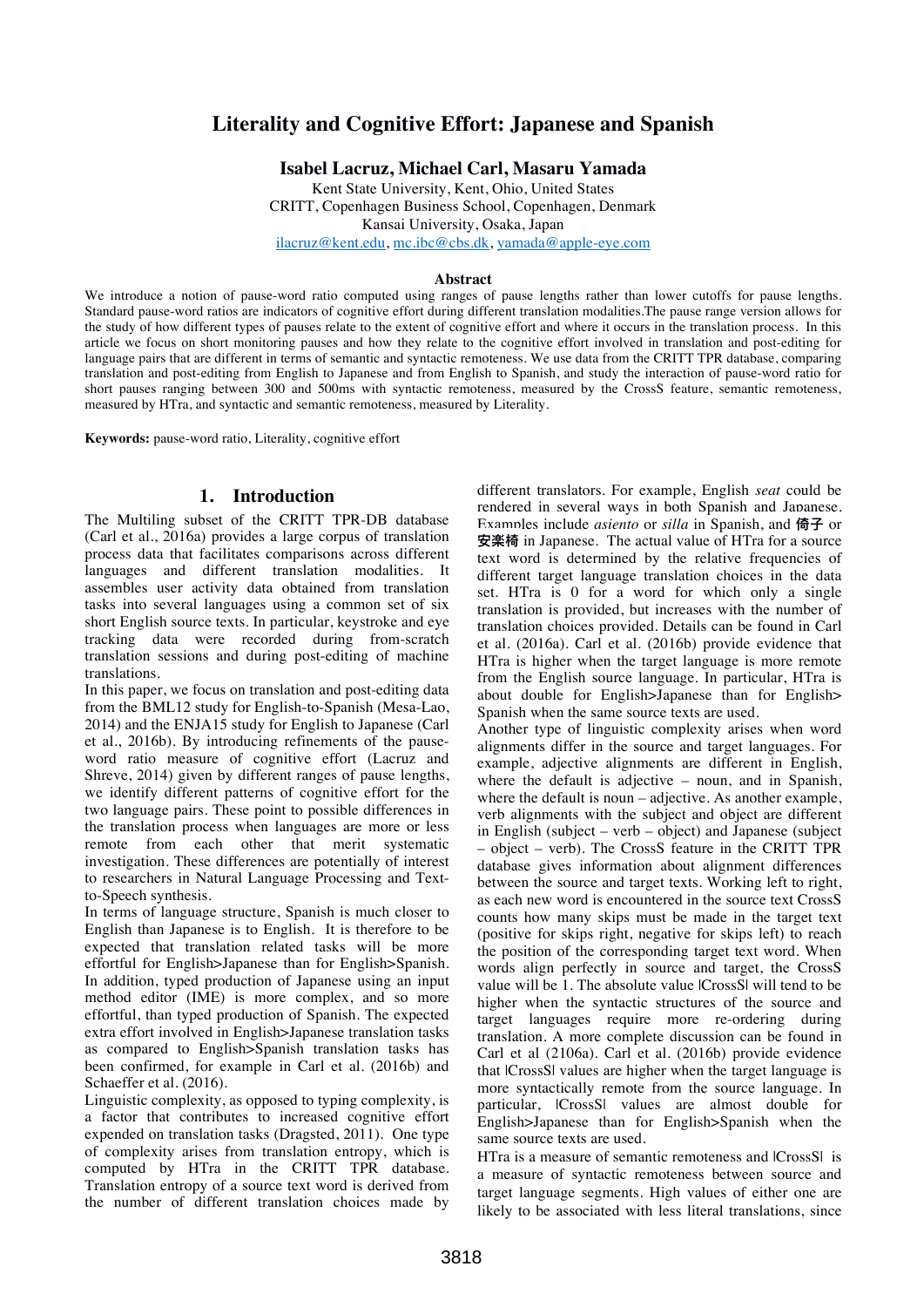# Literality and Cognitive Effort: Japanese and Spanish

**Isabel Lacruz, Michael Carl, Masaru Yamada**

Kent State University, Kent, Ohio, United States
CRITT, Copenhagen Business School, Copenhagen, Denmark
Kansai University, Osaka, Japan
ilacruz@kent.edu, mc.ibc@cbs.dk, yamada@apple-eye.com

### Abstract

We introduce a notion of pause-word ratio computed using ranges of pause lengths rather than lower cutoffs for pause lengths. Standard pause-word ratios are indicators of cognitive effort during different translation modalities.The pause range version allows for the study of how different types of pauses relate to the extent of cognitive effort and where it occurs in the translation process. In this article we focus on short monitoring pauses and how they relate to the cognitive effort involved in translation and post-editing for language pairs that are different in terms of semantic and syntactic remoteness. We use data from the CRITT TPR database, comparing translation and post-editing from English to Japanese and from English to Spanish, and study the interaction of pause-word ratio for short pauses ranging between 300 and 500ms with syntactic remoteness, measured by the CrossS feature, semantic remoteness, measured by HTra, and syntactic and semantic remoteness, measured by Literality.

**Keywords:** pause-word ratio, Literality, cognitive effort

## 1. Introduction

The Multiling subset of the CRITT TPR-DB database (Carl et al., 2016a) provides a large corpus of translation process data that facilitates comparisons across different languages and different translation modalities. It assembles user activity data obtained from translation tasks into several languages using a common set of six short English source texts. In particular, keystroke and eye tracking data were recorded during from-scratch translation sessions and during post-editing of machine translations.

In this paper, we focus on translation and post-editing data from the BML12 study for English-to-Spanish (Mesa-Lao, 2014) and the ENJA15 study for English to Japanese (Carl et al., 2016b). By introducing refinements of the pause-word ratio measure of cognitive effort (Lacruz and Shreve, 2014) given by different ranges of pause lengths, we identify different patterns of cognitive effort for the two language pairs. These point to possible differences in the translation process when languages are more or less remote from each other that merit systematic investigation. These differences are potentially of interest to researchers in Natural Language Processing and Text-to-Speech synthesis.

In terms of language structure, Spanish is much closer to English than Japanese is to English. It is therefore to be expected that translation related tasks will be more effortful for English>Japanese than for English>Spanish. In addition, typed production of Japanese using an input method editor (IME) is more complex, and so more effortful, than typed production of Spanish. The expected extra effort involved in English>Japanese translation tasks as compared to English>Spanish translation tasks has been confirmed, for example in Carl et al. (2016b) and Schaeffer et al. (2016).

Linguistic complexity, as opposed to typing complexity, is a factor that contributes to increased cognitive effort expended on translation tasks (Dragsted, 2011). One type of complexity arises from translation entropy, which is computed by HTra in the CRITT TPR database. Translation entropy of a source text word is derived from the number of different translation choices made by different translators. For example, English *seat* could be rendered in several ways in both Spanish and Japanese. Examples include *asiento* or *silla* in Spanish, and 椅子 or 安楽椅 in Japanese. The actual value of HTra for a source text word is determined by the relative frequencies of different target language translation choices in the data set. HTra is 0 for a word for which only a single translation is provided, but increases with the number of translation choices provided. Details can be found in Carl et al. (2016a). Carl et al. (2016b) provide evidence that HTra is higher when the target language is more remote from the English source language. In particular, HTra is about double for English>Japanese than for English> Spanish when the same source texts are used.

Another type of linguistic complexity arises when word alignments differ in the source and target languages. For example, adjective alignments are different in English, where the default is adjective – noun, and in Spanish, where the default is noun – adjective. As another example, verb alignments with the subject and object are different in English (subject – verb – object) and Japanese (subject – object – verb). The CrossS feature in the CRITT TPR database gives information about alignment differences between the source and target texts. Working left to right, as each new word is encountered in the source text CrossS counts how many skips must be made in the target text (positive for skips right, negative for skips left) to reach the position of the corresponding target text word. When words align perfectly in source and target, the CrossS value will be 1. The absolute value |CrossS| will tend to be higher when the syntactic structures of the source and target languages require more re-ordering during translation. A more complete discussion can be found in Carl et al (2106a). Carl et al. (2016b) provide evidence that |CrossS| values are higher when the target language is more syntactically remote from the source language. In particular, |CrossS| values are almost double for English>Japanese than for English>Spanish when the same source texts are used.

HTra is a measure of semantic remoteness and |CrossS| is a measure of syntactic remoteness between source and target language segments. High values of either one are likely to be associated with less literal translations, since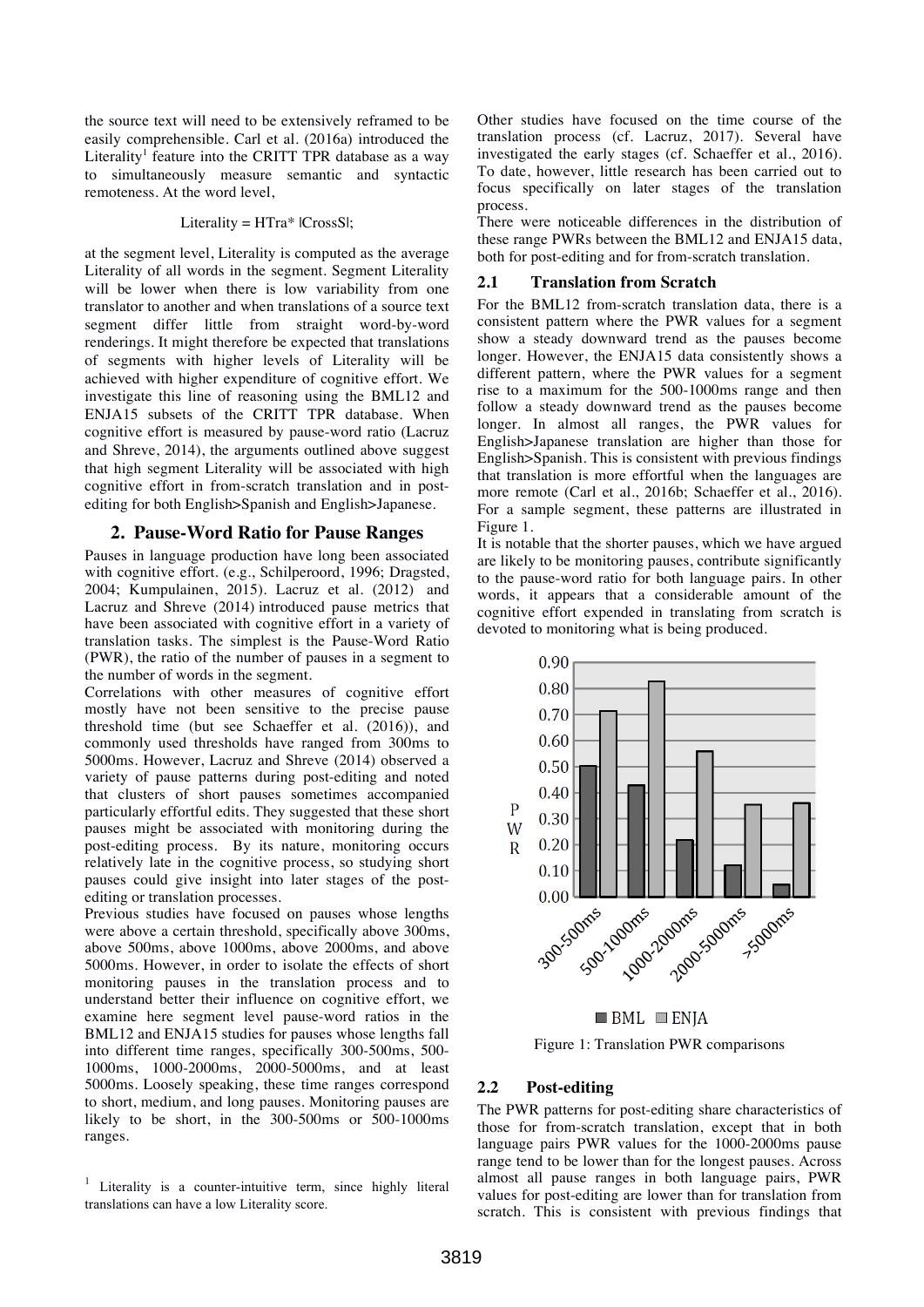the source text will need to be extensively reframed to be easily comprehensible. Carl et al. (2016a) introduced the Literality[1] feature into the CRITT TPR database as a way to simultaneously measure semantic and syntactic remoteness. At the word level,

$$\text{Literality} = \text{HTra} * |\text{CrossS}|;$$

at the segment level, Literality is computed as the average Literality of all words in the segment. Segment Literality will be lower when there is low variability from one translator to another and when translations of a source text segment differ little from straight word-by-word renderings. It might therefore be expected that translations of segments with higher levels of Literality will be achieved with higher expenditure of cognitive effort. We investigate this line of reasoning using the BML12 and ENJA15 subsets of the CRITT TPR database. When cognitive effort is measured by pause-word ratio (Lacruz and Shreve, 2014), the arguments outlined above suggest that high segment Literality will be associated with high cognitive effort in from-scratch translation and in post-editing for both English>Spanish and English>Japanese.

# 2. Pause-Word Ratio for Pause Ranges

Pauses in language production have long been associated with cognitive effort. (e.g., Schilperoord, 1996; Dragsted, 2004; Kumpulainen, 2015). Lacruz et al. (2012) and Lacruz and Shreve (2014) introduced pause metrics that have been associated with cognitive effort in a variety of translation tasks. The simplest is the Pause-Word Ratio (PWR), the ratio of the number of pauses in a segment to the number of words in the segment.

Correlations with other measures of cognitive effort mostly have not been sensitive to the precise pause threshold time (but see Schaeffer et al. (2016)), and commonly used thresholds have ranged from 300ms to 5000ms. However, Lacruz and Shreve (2014) observed a variety of pause patterns during post-editing and noted that clusters of short pauses sometimes accompanied particularly effortful edits. They suggested that these short pauses might be associated with monitoring during the post-editing process. By its nature, monitoring occurs relatively late in the cognitive process, so studying short pauses could give insight into later stages of the post-editing or translation processes.

Previous studies have focused on pauses whose lengths were above a certain threshold, specifically above 300ms, above 500ms, above 1000ms, above 2000ms, and above 5000ms. However, in order to isolate the effects of short monitoring pauses in the translation process and to understand better their influence on cognitive effort, we examine here segment level pause-word ratios in the BML12 and ENJA15 studies for pauses whose lengths fall into different time ranges, specifically 300-500ms, 500-1000ms, 1000-2000ms, 2000-5000ms, and at least 5000ms. Loosely speaking, these time ranges correspond to short, medium, and long pauses. Monitoring pauses are likely to be short, in the 300-500ms or 500-1000ms ranges.

Other studies have focused on the time course of the translation process (cf. Lacruz, 2017). Several have investigated the early stages (cf. Schaeffer et al., 2016). To date, however, little research has been carried out to focus specifically on later stages of the translation process.

There were noticeable differences in the distribution of these range PWRs between the BML12 and ENJA15 data, both for post-editing and for from-scratch translation.

## 2.1 Translation from Scratch

For the BML12 from-scratch translation data, there is a consistent pattern where the PWR values for a segment show a steady downward trend as the pauses become longer. However, the ENJA15 data consistently shows a different pattern, where the PWR values for a segment rise to a maximum for the 500-1000ms range and then follow a steady downward trend as the pauses become longer. In almost all ranges, the PWR values for English>Japanese translation are higher than those for English>Spanish. This is consistent with previous findings that translation is more effortful when the languages are more remote (Carl et al., 2016b; Schaeffer et al., 2016). For a sample segment, these patterns are illustrated in Figure 1.

It is notable that the shorter pauses, which we have argued are likely to be monitoring pauses, contribute significantly to the pause-word ratio for both language pairs. In other words, it appears that a considerable amount of the cognitive effort expended in translating from scratch is devoted to monitoring what is being produced.

Figure 1: Translation PWR comparisons

## 2.2 Post-editing

The PWR patterns for post-editing share characteristics of those for from-scratch translation, except that in both language pairs PWR values for the 1000-2000ms pause range tend to be lower than for the longest pauses. Across almost all pause ranges in both language pairs, PWR values for post-editing are lower than for translation from scratch. This is consistent with previous findings that

[1] Literality is a counter-intuitive term, since highly literal translations can have a low Literality score.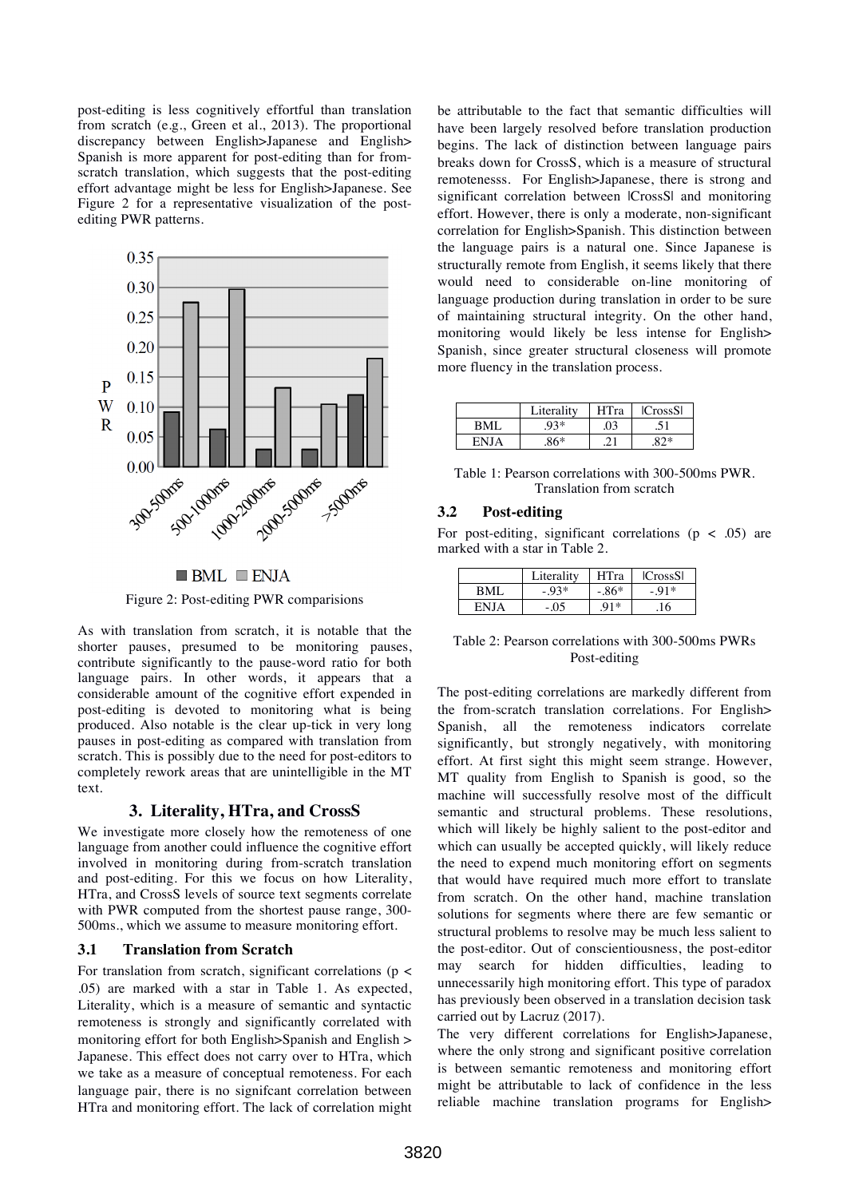post-editing is less cognitively effortful than translation from scratch (e.g., Green et al., 2013). The proportional discrepancy between English>Japanese and English> Spanish is more apparent for post-editing than for from-scratch translation, which suggests that the post-editing effort advantage might be less for English>Japanese. See Figure 2 for a representative visualization of the post-editing PWR patterns.

Figure 2: Post-editing PWR comparisions

As with translation from scratch, it is notable that the shorter pauses, presumed to be monitoring pauses, contribute significantly to the pause-word ratio for both language pairs. In other words, it appears that a considerable amount of the cognitive effort expended in post-editing is devoted to monitoring what is being produced. Also notable is the clear up-tick in very long pauses in post-editing as compared with translation from scratch. This is possibly due to the need for post-editors to completely rework areas that are unintelligible in the MT text.

## 3. Literality, HTra, and CrossS

We investigate more closely how the remoteness of one language from another could influence the cognitive effort involved in monitoring during from-scratch translation and post-editing. For this we focus on how Literality, HTra, and CrossS levels of source text segments correlate with PWR computed from the shortest pause range, 300-500ms., which we assume to measure monitoring effort.

### 3.1 Translation from Scratch

For translation from scratch, significant correlations ($p < .05$) are marked with a star in Table 1. As expected, Literality, which is a measure of semantic and syntactic remoteness is strongly and significantly correlated with monitoring effort for both English>Spanish and English > Japanese. This effect does not carry over to HTra, which we take as a measure of conceptual remoteness. For each language pair, there is no signifcant correlation between HTra and monitoring effort. The lack of correlation might be attributable to the fact that semantic difficulties will have been largely resolved before translation production begins. The lack of distinction between language pairs breaks down for CrossS, which is a measure of structural remotenesss. For English>Japanese, there is strong and significant correlation between |CrossS| and monitoring effort. However, there is only a moderate, non-significant correlation for English>Spanish. This distinction between the language pairs is a natural one. Since Japanese is structurally remote from English, it seems likely that there would need to considerable on-line monitoring of language production during translation in order to be sure of maintaining structural integrity. On the other hand, monitoring would likely be less intense for English> Spanish, since greater structural closeness will promote more fluency in the translation process.

| | Literality | HTra | \|CrossS\| |
|---|---|---|---|
| BML | .93* | .03 | .51 |
| ENJA | .86* | .21 | .82* |

Table 1: Pearson correlations with 300-500ms PWR. Translation from scratch

### 3.2 Post-editing

For post-editing, significant correlations ($p < .05$) are marked with a star in Table 2.

| | Literality | HTra | \|CrossS\| |
|---|---|---|---|
| BML | -.93* | -.86* | -.91* |
| ENJA | -.05 | .91* | .16 |

Table 2: Pearson correlations with 300-500ms PWRs Post-editing

The post-editing correlations are markedly different from the from-scratch translation correlations. For English> Spanish, all the remoteness indicators correlate significantly, but strongly negatively, with monitoring effort. At first sight this might seem strange. However, MT quality from English to Spanish is good, so the machine will successfully resolve most of the difficult semantic and structural problems. These resolutions, which will likely be highly salient to the post-editor and which can usually be accepted quickly, will likely reduce the need to expend much monitoring effort on segments that would have required much more effort to translate from scratch. On the other hand, machine translation solutions for segments where there are few semantic or structural problems to resolve may be much less salient to the post-editor. Out of conscientiousness, the post-editor may search for hidden difficulties, leading to unnecessarily high monitoring effort. This type of paradox has previously been observed in a translation decision task carried out by Lacruz (2017).

The very different correlations for English>Japanese, where the only strong and significant positive correlation is between semantic remoteness and monitoring effort might be attributable to lack of confidence in the less reliable machine translation programs for English>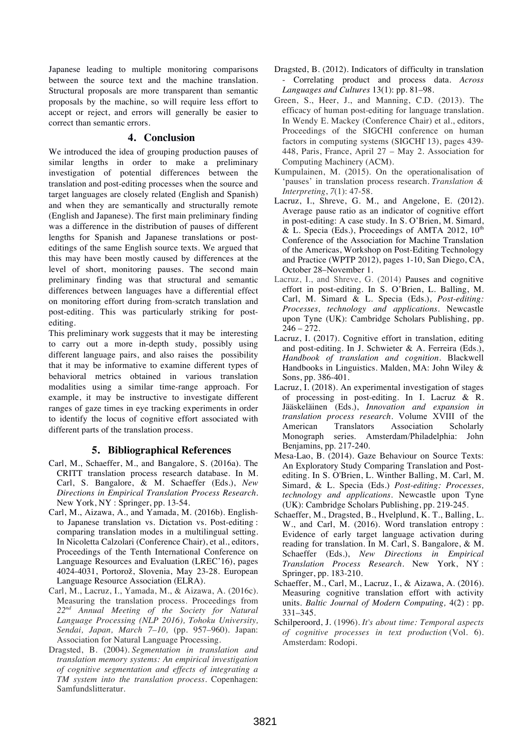Japanese leading to multiple monitoring comparisons between the source text and the machine translation. Structural proposals are more transparent than semantic proposals by the machine, so will require less effort to accept or reject, and errors will generally be easier to correct than semantic errors.

## 4. Conclusion

We introduced the idea of grouping production pauses of similar lengths in order to make a preliminary investigation of potential differences between the translation and post-editing processes when the source and target languages are closely related (English and Spanish) and when they are semantically and structurally remote (English and Japanese). The first main preliminary finding was a difference in the distribution of pauses of different lengths for Spanish and Japanese translations or post-editings of the same English source texts. We argued that this may have been mostly caused by differences at the level of short, monitoring pauses. The second main preliminary finding was that structural and semantic differences between languages have a differential effect on monitoring effort during from-scratch translation and post-editing. This was particularly striking for post-editing.

This preliminary work suggests that it may be interesting to carry out a more in-depth study, possibly using different language pairs, and also raises the possibility that it may be informative to examine different types of behavioral metrics obtained in various translation modalities using a similar time-range approach. For example, it may be instructive to investigate different ranges of gaze times in eye tracking experiments in order to identify the locus of cognitive effort associated with different parts of the translation process.

## 5. Bibliographical References

Carl, M., Schaeffer, M., and Bangalore, S. (2016a). The CRITT translation process research database. In M. Carl, S. Bangalore, & M. Schaeffer (Eds.), *New Directions in Empirical Translation Process Research*. New York, NY : Springer, pp. 13-54.

Carl, M., Aizawa, A., and Yamada, M. (2016b). English-to Japanese translation vs. Dictation vs. Post-editing : comparing translation modes in a multilingual setting. In Nicoletta Calzolari (Conference Chair), et al., editors, Proceedings of the Tenth International Conference on Language Resources and Evaluation (LREC'16), pages 4024-4031, Portorož, Slovenia, May 23-28. European Language Resource Association (ELRA).

Carl, M., Lacruz, I., Yamada, M., & Aizawa, A. (2016c). Measuring the translation process. Proceedings from *22nd Annual Meeting of the Society for Natural Language Processing (NLP 2016), Tohoku University, Sendai, Japan, March 7–10,* (pp. 957–960). Japan: Association for Natural Language Processing.

Dragsted, B. (2004). *Segmentation in translation and translation memory systems: An empirical investigation of cognitive segmentation and effects of integrating a TM system into the translation process*. Copenhagen: Samfundslitteratur.

Dragsted, B. (2012). Indicators of difficulty in translation - Correlating product and process data. *Across Languages and Cultures* 13(1): pp. 81–98.

Green, S., Heer, J., and Manning, C.D. (2013). The efficacy of human post-editing for language translation. In Wendy E. Mackey (Conference Chair) et al., editors, Proceedings of the SIGCHI conference on human factors in computing systems (SIGCHI'13), pages 439-448, Paris, France, April 27 – May 2. Association for Computing Machinery (ACM).

Kumpulainen, M. (2015). On the operationalisation of 'pauses' in translation process research. *Translation & Interpreting*, *7*(1): 47-58.

Lacruz, I., Shreve, G. M., and Angelone, E. (2012). Average pause ratio as an indicator of cognitive effort in post-editing: A case study. In S. O'Brien, M. Simard, & L. Specia (Eds.), Proceedings of AMTA 2012, 10th Conference of the Association for Machine Translation of the Americas, Workshop on Post-Editing Technology and Practice (WPTP 2012), pages 1-10, San Diego, CA, October 28–November 1.

Lacruz, I., and Shreve, G. (2014) Pauses and cognitive effort in post-editing. In S. O'Brien, L. Balling, M. Carl, M. Simard & L. Specia (Eds.), *Post-editing: Processes, technology and applications*. Newcastle upon Tyne (UK): Cambridge Scholars Publishing, pp. 246 – 272.

Lacruz, I. (2017). Cognitive effort in translation, editing and post-editing. In J. Schwieter & A. Ferreira (Eds.), *Handbook of translation and cognition*. Blackwell Handbooks in Linguistics. Malden, MA: John Wiley & Sons, pp. 386-401.

Lacruz, I. (2018). An experimental investigation of stages of processing in post-editing. In I. Lacruz & R. Jääskeläinen (Eds.), *Innovation and expansion in translation process research*. Volume XVIII of the American Translators Association Scholarly Monograph series. Amsterdam/Philadelphia: John Benjamins, pp. 217-240.

Mesa-Lao, B. (2014). Gaze Behaviour on Source Texts: An Exploratory Study Comparing Translation and Post-editing. In S. O'Brien, L. Winther Balling, M. Carl, M. Simard, & L. Specia (Eds.) *Post-editing: Processes, technology and applications*. Newcastle upon Tyne (UK): Cambridge Scholars Publishing, pp. 219-245.

Schaeffer, M., Dragsted, B., Hvelplund, K. T., Balling, L. W., and Carl, M. (2016). Word translation entropy : Evidence of early target language activation during reading for translation. In M. Carl, S. Bangalore, & M. Schaeffer (Eds.), *New Directions in Empirical Translation Process Research*. New York, NY : Springer, pp. 183-210.

Schaeffer, M., Carl, M., Lacruz, I., & Aizawa, A. (2016). Measuring cognitive translation effort with activity units. *Baltic Journal of Modern Computing,* 4(2) : pp. 331–345.

Schilperoord, J. (1996). *It's about time: Temporal aspects of cognitive processes in text production* (Vol. 6). Amsterdam: Rodopi.